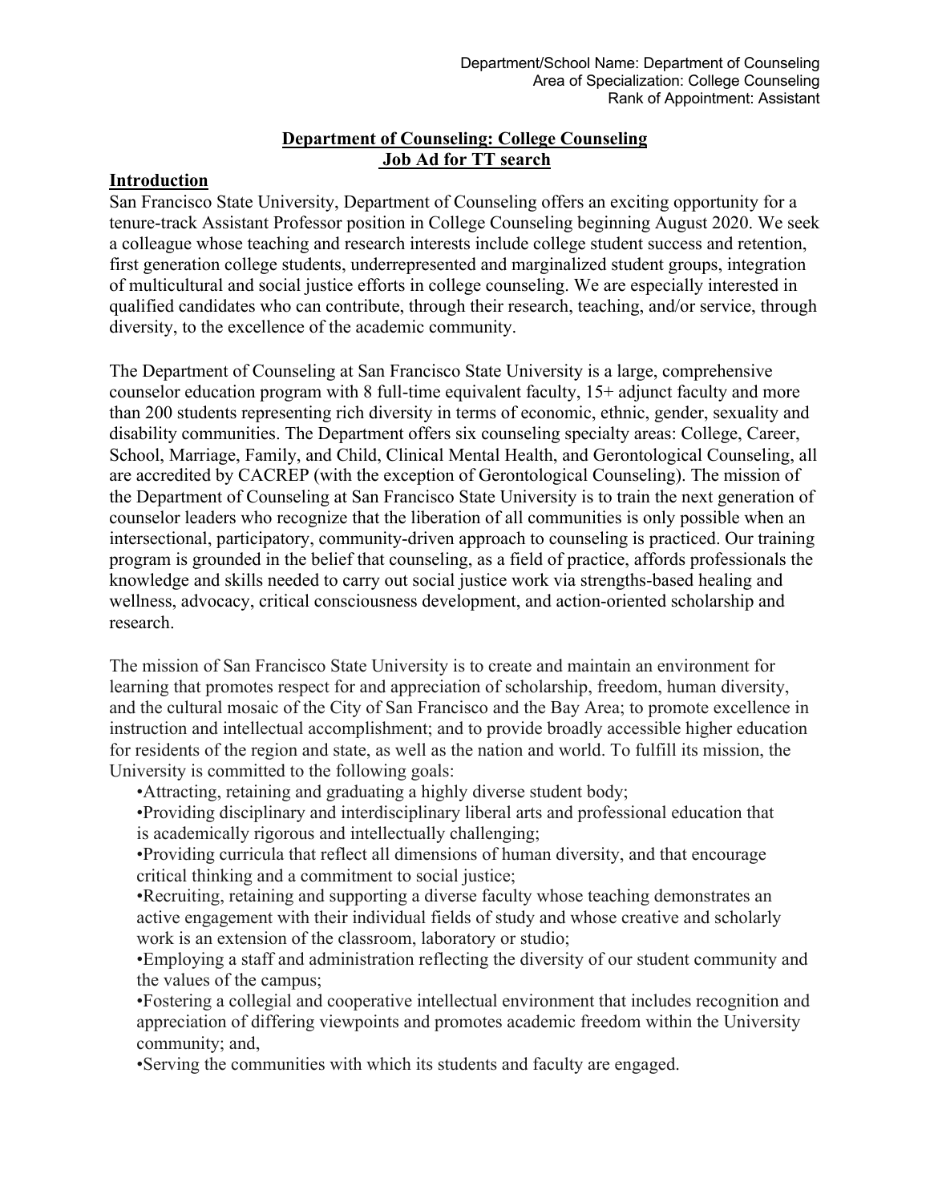Department/School Name: Department of Counseling
Area of Specialization: College Counseling
Rank of Appointment: Assistant

# Department of Counseling: College Counseling
# Job Ad for TT search

## Introduction

San Francisco State University, Department of Counseling offers an exciting opportunity for a tenure-track Assistant Professor position in College Counseling beginning August 2020. We seek a colleague whose teaching and research interests include college student success and retention, first generation college students, underrepresented and marginalized student groups, integration of multicultural and social justice efforts in college counseling. We are especially interested in qualified candidates who can contribute, through their research, teaching, and/or service, through diversity, to the excellence of the academic community.

The Department of Counseling at San Francisco State University is a large, comprehensive counselor education program with 8 full-time equivalent faculty, 15+ adjunct faculty and more than 200 students representing rich diversity in terms of economic, ethnic, gender, sexuality and disability communities. The Department offers six counseling specialty areas: College, Career, School, Marriage, Family, and Child, Clinical Mental Health, and Gerontological Counseling, all are accredited by CACREP (with the exception of Gerontological Counseling). The mission of the Department of Counseling at San Francisco State University is to train the next generation of counselor leaders who recognize that the liberation of all communities is only possible when an intersectional, participatory, community-driven approach to counseling is practiced. Our training program is grounded in the belief that counseling, as a field of practice, affords professionals the knowledge and skills needed to carry out social justice work via strengths-based healing and wellness, advocacy, critical consciousness development, and action-oriented scholarship and research.

The mission of San Francisco State University is to create and maintain an environment for learning that promotes respect for and appreciation of scholarship, freedom, human diversity, and the cultural mosaic of the City of San Francisco and the Bay Area; to promote excellence in instruction and intellectual accomplishment; and to provide broadly accessible higher education for residents of the region and state, as well as the nation and world. To fulfill its mission, the University is committed to the following goals:

- Attracting, retaining and graduating a highly diverse student body;
- Providing disciplinary and interdisciplinary liberal arts and professional education that is academically rigorous and intellectually challenging;
- Providing curricula that reflect all dimensions of human diversity, and that encourage critical thinking and a commitment to social justice;
- Recruiting, retaining and supporting a diverse faculty whose teaching demonstrates an active engagement with their individual fields of study and whose creative and scholarly work is an extension of the classroom, laboratory or studio;
- Employing a staff and administration reflecting the diversity of our student community and the values of the campus;
- Fostering a collegial and cooperative intellectual environment that includes recognition and appreciation of differing viewpoints and promotes academic freedom within the University community; and,
- Serving the communities with which its students and faculty are engaged.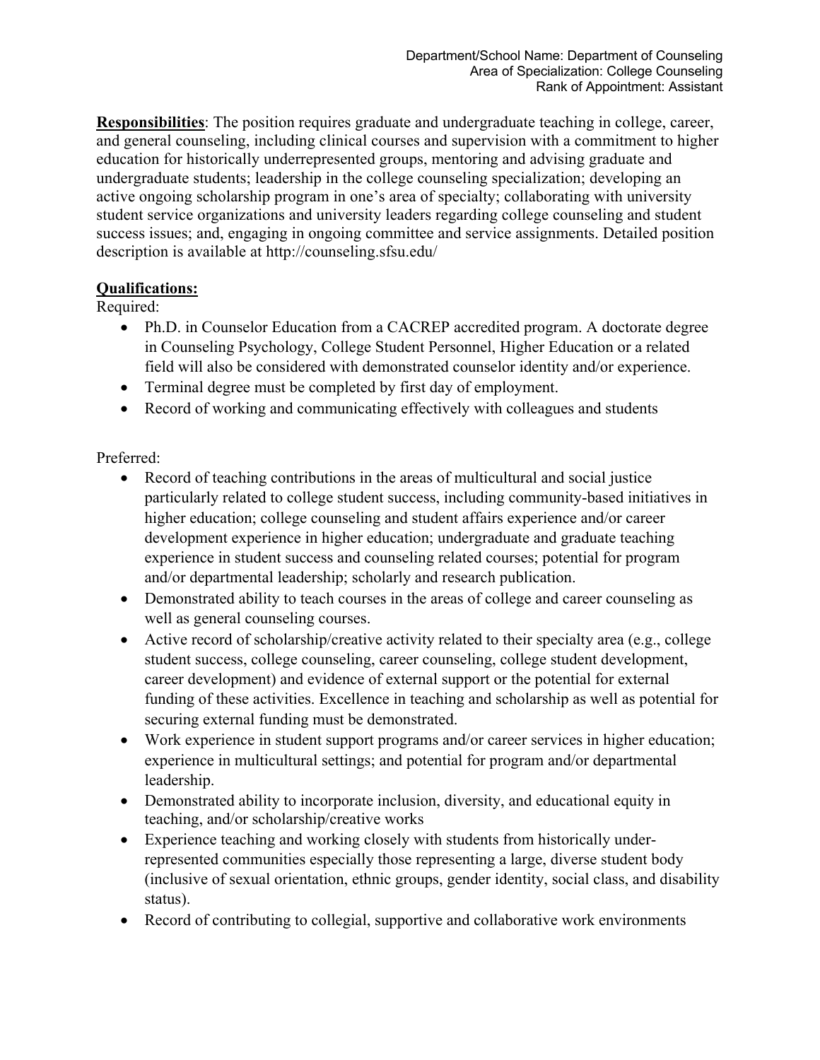Department/School Name: Department of Counseling
Area of Specialization: College Counseling
Rank of Appointment: Assistant

**Responsibilities**: The position requires graduate and undergraduate teaching in college, career, and general counseling, including clinical courses and supervision with a commitment to higher education for historically underrepresented groups, mentoring and advising graduate and undergraduate students; leadership in the college counseling specialization; developing an active ongoing scholarship program in one's area of specialty; collaborating with university student service organizations and university leaders regarding college counseling and student success issues; and, engaging in ongoing committee and service assignments. Detailed position description is available at http://counseling.sfsu.edu/

**Qualifications:**

Required:

- Ph.D. in Counselor Education from a CACREP accredited program. A doctorate degree in Counseling Psychology, College Student Personnel, Higher Education or a related field will also be considered with demonstrated counselor identity and/or experience.
- Terminal degree must be completed by first day of employment.
- Record of working and communicating effectively with colleagues and students

Preferred:

- Record of teaching contributions in the areas of multicultural and social justice particularly related to college student success, including community-based initiatives in higher education; college counseling and student affairs experience and/or career development experience in higher education; undergraduate and graduate teaching experience in student success and counseling related courses; potential for program and/or departmental leadership; scholarly and research publication.
- Demonstrated ability to teach courses in the areas of college and career counseling as well as general counseling courses.
- Active record of scholarship/creative activity related to their specialty area (e.g., college student success, college counseling, career counseling, college student development, career development) and evidence of external support or the potential for external funding of these activities. Excellence in teaching and scholarship as well as potential for securing external funding must be demonstrated.
- Work experience in student support programs and/or career services in higher education; experience in multicultural settings; and potential for program and/or departmental leadership.
- Demonstrated ability to incorporate inclusion, diversity, and educational equity in teaching, and/or scholarship/creative works
- Experience teaching and working closely with students from historically under-represented communities especially those representing a large, diverse student body (inclusive of sexual orientation, ethnic groups, gender identity, social class, and disability status).
- Record of contributing to collegial, supportive and collaborative work environments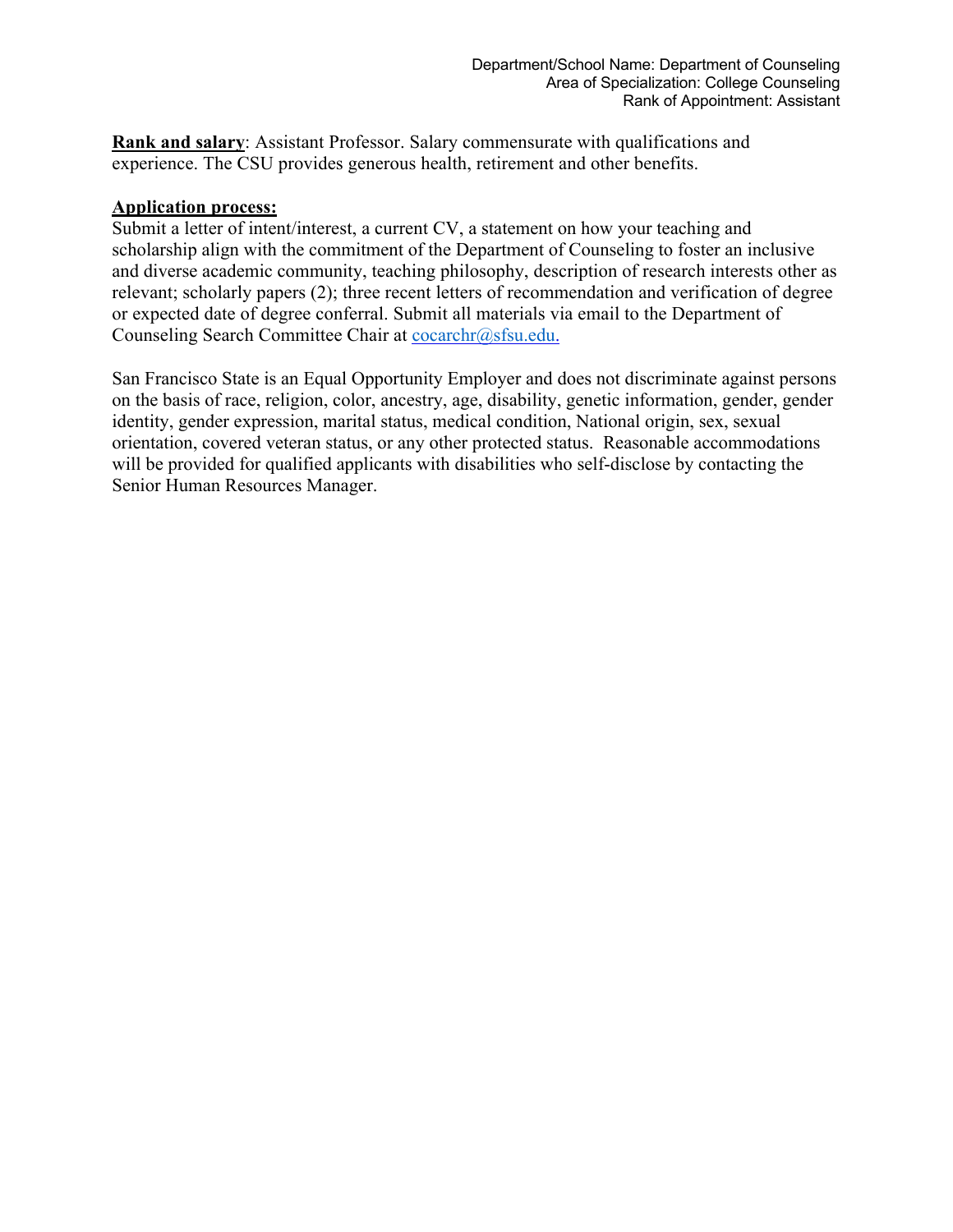**Rank and salary**: Assistant Professor. Salary commensurate with qualifications and experience. The CSU provides generous health, retirement and other benefits.

**Application process:**
Submit a letter of intent/interest, a current CV, a statement on how your teaching and scholarship align with the commitment of the Department of Counseling to foster an inclusive and diverse academic community, teaching philosophy, description of research interests other as relevant; scholarly papers (2); three recent letters of recommendation and verification of degree or expected date of degree conferral. Submit all materials via email to the Department of Counseling Search Committee Chair at cocarchr@sfsu.edu.

San Francisco State is an Equal Opportunity Employer and does not discriminate against persons on the basis of race, religion, color, ancestry, age, disability, genetic information, gender, gender identity, gender expression, marital status, medical condition, National origin, sex, sexual orientation, covered veteran status, or any other protected status. Reasonable accommodations will be provided for qualified applicants with disabilities who self-disclose by contacting the Senior Human Resources Manager.